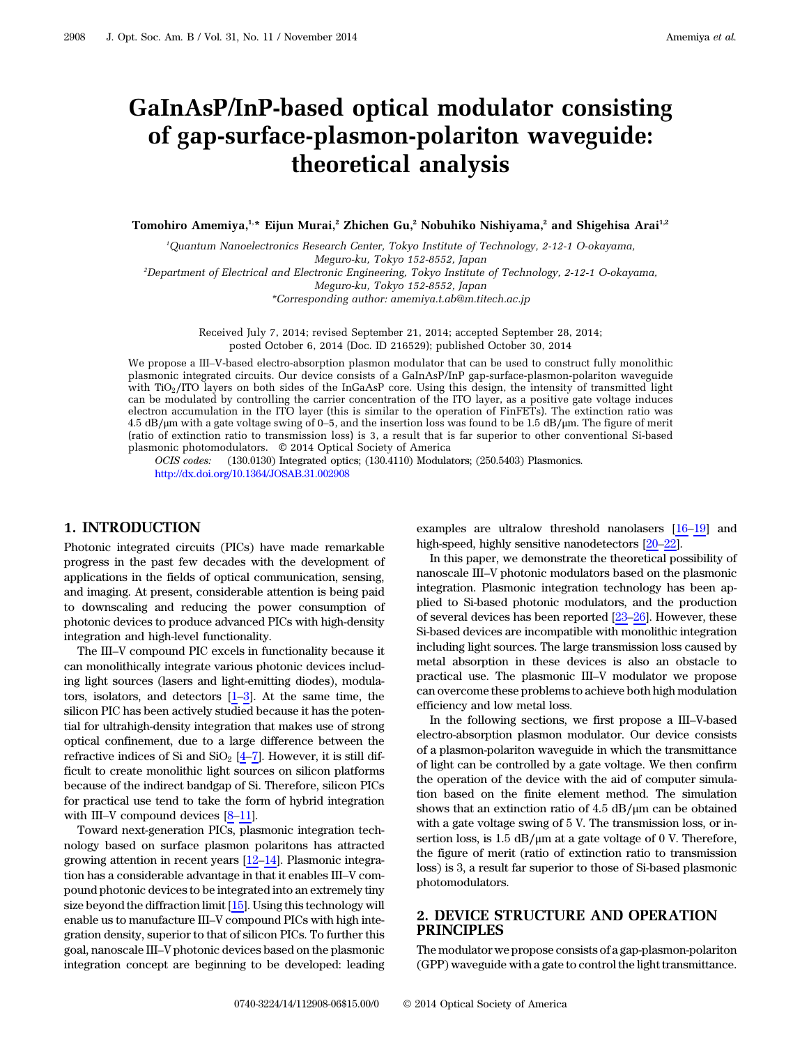# GaInAsP/InP-based optical modulator consisting of gap-surface-plasmon-polariton waveguide: theoretical analysis

**Tomohiro Amemiya,[1,*] Eijun Murai,[2] Zhichen Gu,[2] Nobuhiko Nishiyama,[2] and Shigehisa Arai[1,2]**

[1]*Quantum Nanoelectronics Research Center, Tokyo Institute of Technology, 2-12-1 O-okayama, Meguro-ku, Tokyo 152-8552, Japan*

[2]*Department of Electrical and Electronic Engineering, Tokyo Institute of Technology, 2-12-1 O-okayama, Meguro-ku, Tokyo 152-8552, Japan*

*\*Corresponding author: amemiya.t.ab@m.titech.ac.jp*

Received July 7, 2014; revised September 21, 2014; accepted September 28, 2014; posted October 6, 2014 (Doc. ID 216529); published October 30, 2014

We propose a III–V-based electro-absorption plasmon modulator that can be used to construct fully monolithic plasmonic integrated circuits. Our device consists of a GaInAsP/InP gap-surface-plasmon-polariton waveguide with $TiO_2$/ITO layers on both sides of the InGaAsP core. Using this design, the intensity of transmitted light can be modulated by controlling the carrier concentration of the ITO layer, as a positive gate voltage induces electron accumulation in the ITO layer (this is similar to the operation of FinFETs). The extinction ratio was 4.5 dB/μm with a gate voltage swing of 0–5, and the insertion loss was found to be 1.5 dB/μm. The figure of merit (ratio of extinction ratio to transmission loss) is 3, a result that is far superior to other conventional Si-based plasmonic photomodulators. © 2014 Optical Society of America

*OCIS codes:* (130.0130) Integrated optics; (130.4110) Modulators; (250.5403) Plasmonics.
http://dx.doi.org/10.1364/JOSAB.31.002908

## 1. INTRODUCTION

Photonic integrated circuits (PICs) have made remarkable progress in the past few decades with the development of applications in the fields of optical communication, sensing, and imaging. At present, considerable attention is being paid to downscaling and reducing the power consumption of photonic devices to produce advanced PICs with high-density integration and high-level functionality.

The III–V compound PIC excels in functionality because it can monolithically integrate various photonic devices including light sources (lasers and light-emitting diodes), modulators, isolators, and detectors [1–3]. At the same time, the silicon PIC has been actively studied because it has the potential for ultrahigh-density integration that makes use of strong optical confinement, due to a large difference between the refractive indices of Si and $SiO_2$ [4–7]. However, it is still difficult to create monolithic light sources on silicon platforms because of the indirect bandgap of Si. Therefore, silicon PICs for practical use tend to take the form of hybrid integration with III–V compound devices [8–11].

Toward next-generation PICs, plasmonic integration technology based on surface plasmon polaritons has attracted growing attention in recent years [12–14]. Plasmonic integration has a considerable advantage in that it enables III–V compound photonic devices to be integrated into an extremely tiny size beyond the diffraction limit [15]. Using this technology will enable us to manufacture III–V compound PICs with high integration density, superior to that of silicon PICs. To further this goal, nanoscale III–V photonic devices based on the plasmonic integration concept are beginning to be developed: leading examples are ultralow threshold nanolasers [16–19] and high-speed, highly sensitive nanodetectors [20–22].

In this paper, we demonstrate the theoretical possibility of nanoscale III–V photonic modulators based on the plasmonic integration. Plasmonic integration technology has been applied to Si-based photonic modulators, and the production of several devices has been reported [23–26]. However, these Si-based devices are incompatible with monolithic integration including light sources. The large transmission loss caused by metal absorption in these devices is also an obstacle to practical use. The plasmonic III–V modulator we propose can overcome these problems to achieve both high modulation efficiency and low metal loss.

In the following sections, we first propose a III–V-based electro-absorption plasmon modulator. Our device consists of a plasmon-polariton waveguide in which the transmittance of light can be controlled by a gate voltage. We then confirm the operation of the device with the aid of computer simulation based on the finite element method. The simulation shows that an extinction ratio of 4.5 dB/μm can be obtained with a gate voltage swing of 5 V. The transmission loss, or insertion loss, is 1.5 dB/μm at a gate voltage of 0 V. Therefore, the figure of merit (ratio of extinction ratio to transmission loss) is 3, a result far superior to those of Si-based plasmonic photomodulators.

## 2. DEVICE STRUCTURE AND OPERATION PRINCIPLES

The modulator we propose consists of a gap-plasmon-polariton (GPP) waveguide with a gate to control the light transmittance.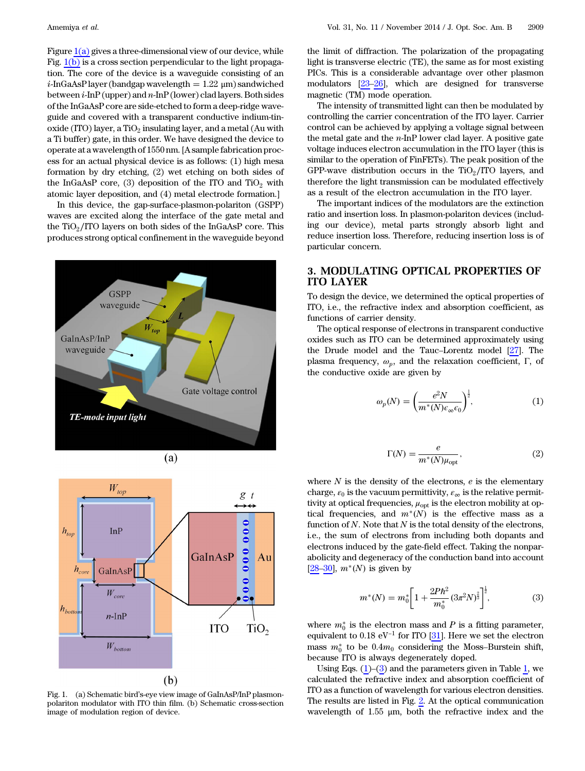Figure 1(a) gives a three-dimensional view of our device, while Fig. 1(b) is a cross section perpendicular to the light propagation. The core of the device is a waveguide consisting of an $i$-InGaAsP layer (bandgap wavelength = 1.22 μm) sandwiched between $i$-InP (upper) and $n$-InP (lower) clad layers. Both sides of the InGaAsP core are side-etched to form a deep-ridge waveguide and covered with a transparent conductive indium-tin-oxide (ITO) layer, a $TiO_2$ insulating layer, and a metal (Au with a Ti buffer) gate, in this order. We have designed the device to operate at a wavelength of 1550 nm. [A sample fabrication process for an actual physical device is as follows: (1) high mesa formation by dry etching, (2) wet etching on both sides of the InGaAsP core, (3) deposition of the ITO and $TiO_2$ with atomic layer deposition, and (4) metal electrode formation.]

In this device, the gap-surface-plasmon-polariton (GSPP) waves are excited along the interface of the gate metal and the $TiO_2$/ITO layers on both sides of the InGaAsP core. This produces strong optical confinement in the waveguide beyond the limit of diffraction. The polarization of the propagating light is transverse electric (TE), the same as for most existing PICs. This is a considerable advantage over other plasmon modulators [23–26], which are designed for transverse magnetic (TM) mode operation.

Fig. 1. (a) Schematic bird's-eye view image of GaInAsP/InP plasmon-polariton modulator with ITO thin film. (b) Schematic cross-section image of modulation region of device.

The intensity of transmitted light can then be modulated by controlling the carrier concentration of the ITO layer. Carrier control can be achieved by applying a voltage signal between the metal gate and the $n$-InP lower clad layer. A positive gate voltage induces electron accumulation in the ITO layer (this is similar to the operation of FinFETs). The peak position of the GPP-wave distribution occurs in the $TiO_2$/ITO layers, and therefore the light transmission can be modulated effectively as a result of the electron accumulation in the ITO layer.

The important indices of the modulators are the extinction ratio and insertion loss. In plasmon-polariton devices (including our device), metal parts strongly absorb light and reduce insertion loss. Therefore, reducing insertion loss is of particular concern.

## 3. MODULATING OPTICAL PROPERTIES OF ITO LAYER

To design the device, we determined the optical properties of ITO, i.e., the refractive index and absorption coefficient, as functions of carrier density.

The optical response of electrons in transparent conductive oxides such as ITO can be determined approximately using the Drude model and the Tauc–Lorentz model [27]. The plasma frequency, $\omega_p$, and the relaxation coefficient, $\Gamma$, of the conductive oxide are given by

$$\omega_p(N) = \left(\frac{e^2 N}{m^*(N)\epsilon_\infty \epsilon_0}\right)^{\frac{1}{2}}, \tag{1}$$

$$\Gamma(N) = \frac{e}{m^*(N)\mu_{\mathrm{opt}}}, \tag{2}$$

where $N$ is the density of the electrons, $e$ is the elementary charge, $\epsilon_0$ is the vacuum permittivity, $\epsilon_\infty$ is the relative permittivity at optical frequencies, $\mu_{\mathrm{opt}}$ is the electron mobility at optical frequencies, and $m^*(N)$ is the effective mass as a function of $N$. Note that $N$ is the total density of the electrons, i.e., the sum of electrons from including both dopants and electrons induced by the gate-field effect. Taking the nonparabolicity and degeneracy of the conduction band into account [28–30], $m^*(N)$ is given by

$$m^*(N) = m_0^*\left[1 + \frac{2P\hbar^2}{m_0^*}(3\pi^2 N)^{\frac{2}{3}}\right]^{\frac{1}{2}}, \tag{3}$$

where $m_0^*$ is the electron mass and $P$ is a fitting parameter, equivalent to 0.18 $\mathrm{eV}^{-1}$ for ITO [31]. Here we set the electron mass $m_0^*$ to be $0.4m_0$ considering the Moss–Burstein shift, because ITO is always degenerately doped.

Using Eqs. (1)–(3) and the parameters given in Table 1, we calculated the refractive index and absorption coefficient of ITO as a function of wavelength for various electron densities. The results are listed in Fig. 2. At the optical communication wavelength of 1.55 μm, both the refractive index and the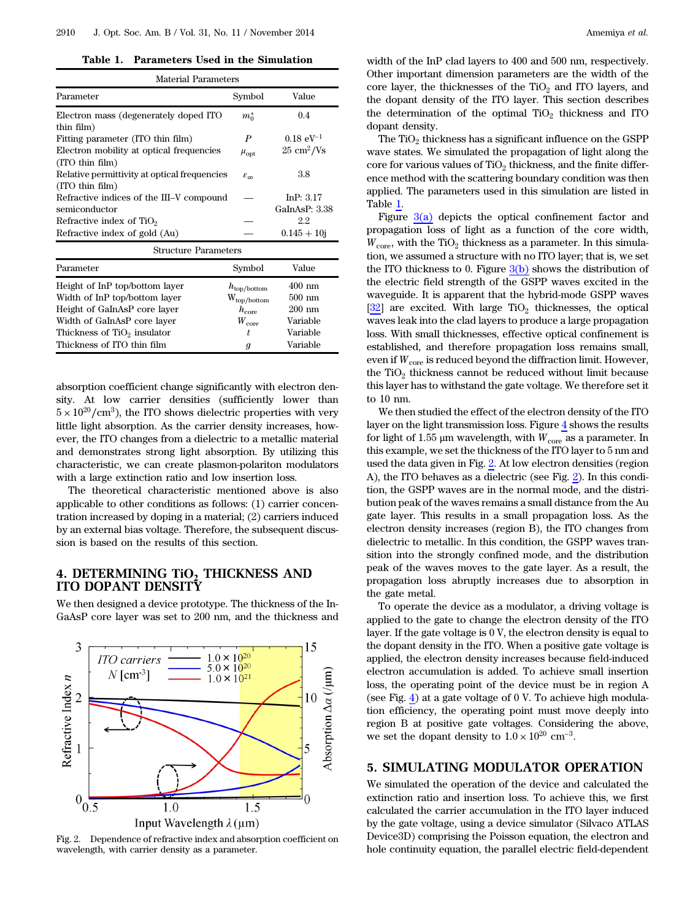**Table 1. Parameters Used in the Simulation**

| Material Parameters | | |
|---|---|---|
| Parameter | Symbol | Value |
| Electron mass (degenerately doped ITO thin film) | $m_0^*$ | 0.4 |
| Fitting parameter (ITO thin film) | $P$ | 0.18 $\text{eV}^{-1}$ |
| Electron mobility at optical frequencies (ITO thin film) | $\mu_{\text{opt}}$ | 25 $\text{cm}^2/\text{Vs}$ |
| Relative permittivity at optical frequencies (ITO thin film) | $\varepsilon_\infty$ | 3.8 |
| Refractive indices of the III–V compound semiconductor | — | InP: 3.17 GaInAsP: 3.38 |
| Refractive index of $TiO_2$ | — | 2.2 |
| Refractive index of gold (Au) | — | 0.145 + 10j |
| **Structure Parameters** | | |
| Parameter | Symbol | Value |
| Height of InP top/bottom layer | $h_{\text{top/bottom}}$ | 400 nm |
| Width of InP top/bottom layer | $W_{\text{top/bottom}}$ | 500 nm |
| Height of GaInAsP core layer | $h_{\text{core}}$ | 200 nm |
| Width of GaInAsP core layer | $W_{\text{core}}$ | Variable |
| Thickness of $TiO_2$ insulator | $t$ | Variable |
| Thickness of ITO thin film | $g$ | Variable |

absorption coefficient change significantly with electron density. At low carrier densities (sufficiently lower than $5 \times 10^{20}/\text{cm}^3$), the ITO shows dielectric properties with very little light absorption. As the carrier density increases, however, the ITO changes from a dielectric to a metallic material and demonstrates strong light absorption. By utilizing this characteristic, we can create plasmon-polariton modulators with a large extinction ratio and low insertion loss.

The theoretical characteristic mentioned above is also applicable to other conditions as follows: (1) carrier concentration increased by doping in a material; (2) carriers induced by an external bias voltage. Therefore, the subsequent discussion is based on the results of this section.

## 4. DETERMINING $TiO_2$ THICKNESS AND ITO DOPANT DENSITY

We then designed a device prototype. The thickness of the InGaAsP core layer was set to 200 nm, and the thickness and width of the InP clad layers to 400 and 500 nm, respectively. Other important dimension parameters are the width of the core layer, the thicknesses of the $TiO_2$ and ITO layers, and the dopant density of the ITO layer. This section describes the determination of the optimal $TiO_2$ thickness and ITO dopant density.

Fig. 2. Dependence of refractive index and absorption coefficient on wavelength, with carrier density as a parameter.

The $TiO_2$ thickness has a significant influence on the GSPP wave states. We simulated the propagation of light along the core for various values of $TiO_2$ thickness, and the finite difference method with the scattering boundary condition was then applied. The parameters used in this simulation are listed in Table 1.

Figure 3(a) depicts the optical confinement factor and propagation loss of light as a function of the core width, $W_{\text{core}}$, with the $TiO_2$ thickness as a parameter. In this simulation, we assumed a structure with no ITO layer; that is, we set the ITO thickness to 0. Figure 3(b) shows the distribution of the electric field strength of the GSPP waves excited in the waveguide. It is apparent that the hybrid-mode GSPP waves [32] are excited. With large $TiO_2$ thicknesses, the optical waves leak into the clad layers to produce a large propagation loss. With small thicknesses, effective optical confinement is established, and therefore propagation loss remains small, even if $W_{\text{core}}$ is reduced beyond the diffraction limit. However, the $TiO_2$ thickness cannot be reduced without limit because this layer has to withstand the gate voltage. We therefore set it to 10 nm.

We then studied the effect of the electron density of the ITO layer on the light transmission loss. Figure 4 shows the results for light of 1.55 μm wavelength, with $W_{\text{core}}$ as a parameter. In this example, we set the thickness of the ITO layer to 5 nm and used the data given in Fig. 2. At low electron densities (region A), the ITO behaves as a dielectric (see Fig. 2). In this condition, the GSPP waves are in the normal mode, and the distribution peak of the waves remains a small distance from the Au gate layer. This results in a small propagation loss. As the electron density increases (region B), the ITO changes from dielectric to metallic. In this condition, the GSPP waves transition into the strongly confined mode, and the distribution peak of the waves moves to the gate layer. As a result, the propagation loss abruptly increases due to absorption in the gate metal.

To operate the device as a modulator, a driving voltage is applied to the gate to change the electron density of the ITO layer. If the gate voltage is 0 V, the electron density is equal to the dopant density in the ITO. When a positive gate voltage is applied, the electron density increases because field-induced electron accumulation is added. To achieve small insertion loss, the operating point of the device must be in region A (see Fig. 4) at a gate voltage of 0 V. To achieve high modulation efficiency, the operating point must move deeply into region B at positive gate voltages. Considering the above, we set the dopant density to $1.0 \times 10^{20}\ \text{cm}^{-3}$.

## 5. SIMULATING MODULATOR OPERATION

We simulated the operation of the device and calculated the extinction ratio and insertion loss. To achieve this, we first calculated the carrier accumulation in the ITO layer induced by the gate voltage, using a device simulator (Silvaco ATLAS Device3D) comprising the Poisson equation, the electron and hole continuity equation, the parallel electric field-dependent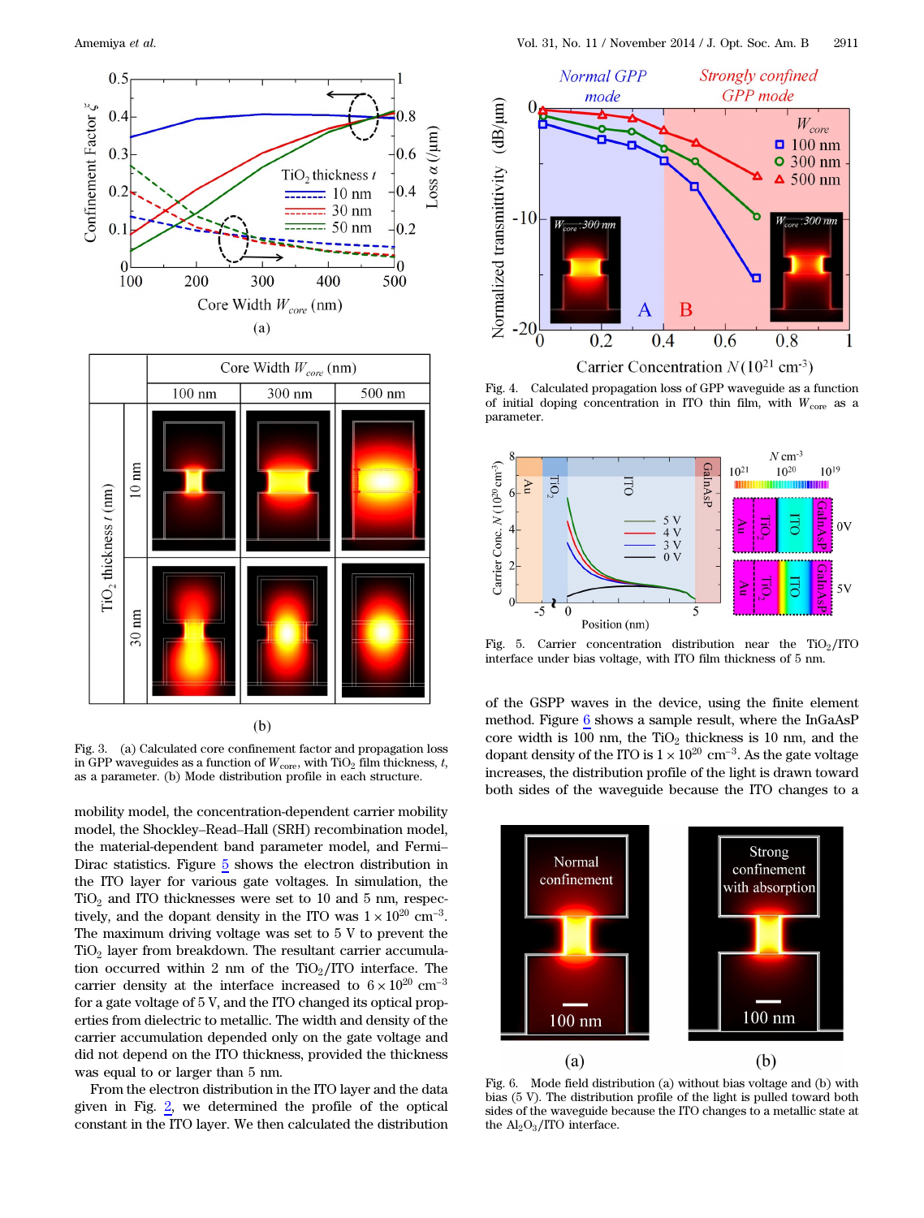Fig. 3. (a) Calculated core confinement factor and propagation loss in GPP waveguides as a function of $W_{core}$, with $TiO_2$ film thickness, $t$, as a parameter. (b) Mode distribution profile in each structure.

mobility model, the concentration-dependent carrier mobility model, the Shockley–Read–Hall (SRH) recombination model, the material-dependent band parameter model, and Fermi–Dirac statistics. Figure 5 shows the electron distribution in the ITO layer for various gate voltages. In simulation, the $TiO_2$ and ITO thicknesses were set to 10 and 5 nm, respectively, and the dopant density in the ITO was $1 \times 10^{20}\ \mathrm{cm}^{-3}$. The maximum driving voltage was set to 5 V to prevent the $TiO_2$ layer from breakdown. The resultant carrier accumulation occurred within 2 nm of the $TiO_2$/ITO interface. The carrier density at the interface increased to $6 \times 10^{20}\ \mathrm{cm}^{-3}$ for a gate voltage of 5 V, and the ITO changed its optical properties from dielectric to metallic. The width and density of the carrier accumulation depended only on the gate voltage and did not depend on the ITO thickness, provided the thickness was equal to or larger than 5 nm.

From the electron distribution in the ITO layer and the data given in Fig. 2, we determined the profile of the optical constant in the ITO layer. We then calculated the distribution

Fig. 4. Calculated propagation loss of GPP waveguide as a function of initial doping concentration in ITO thin film, with $W_{core}$ as a parameter.

Fig. 5. Carrier concentration distribution near the $TiO_2$/ITO interface under bias voltage, with ITO film thickness of 5 nm.

of the GSPP waves in the device, using the finite element method. Figure 6 shows a sample result, where the InGaAsP core width is 100 nm, the $TiO_2$ thickness is 10 nm, and the dopant density of the ITO is $1 \times 10^{20}\ \mathrm{cm}^{-3}$. As the gate voltage increases, the distribution profile of the light is drawn toward both sides of the waveguide because the ITO changes to a

Fig. 6. Mode field distribution (a) without bias voltage and (b) with bias (5 V). The distribution profile of the light is pulled toward both sides of the waveguide because the ITO changes to a metallic state at the $Al_2O_3$/ITO interface.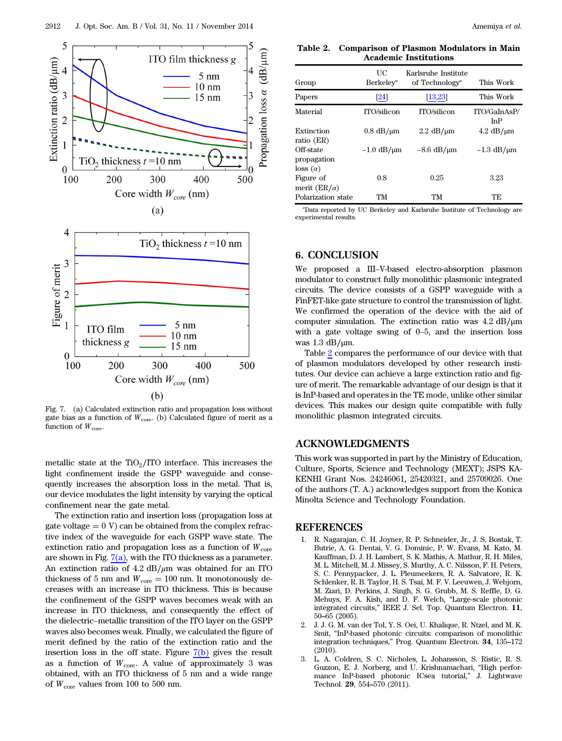Fig. 7. (a) Calculated extinction ratio and propagation loss without gate bias as a function of $W_{core}$. (b) Calculated figure of merit as a function of $W_{core}$.

metallic state at the $TiO_2$/ITO interface. This increases the light confinement inside the GSPP waveguide and consequently increases the absorption loss in the metal. That is, our device modulates the light intensity by varying the optical confinement near the gate metal.

The extinction ratio and insertion loss (propagation loss at gate voltage = 0 V) can be obtained from the complex refractive index of the waveguide for each GSPP wave state. The extinction ratio and propagation loss as a function of $W_{core}$ are shown in Fig. 7(a), with the ITO thickness as a parameter. An extinction ratio of 4.2 dB/μm was obtained for an ITO thickness of 5 nm and $W_{core} = 100$ nm. It monotonously decreases with an increase in ITO thickness. This is because the confinement of the GSPP waves becomes weak with an increase in ITO thickness, and consequently the effect of the dielectric–metallic transition of the ITO layer on the GSPP waves also becomes weak. Finally, we calculated the figure of merit defined by the ratio of the extinction ratio and the insertion loss in the off state. Figure 7(b) gives the result as a function of $W_{core}$. A value of approximately 3 was obtained, with an ITO thickness of 5 nm and a wide range of $W_{core}$ values from 100 to 500 nm.

**Table 2. Comparison of Plasmon Modulators in Main Academic Institutions**

| Group | UC Berkeley[a] | Karlsruhe Institute of Technology[a] | This Work |
|---|---|---|---|
| Papers | [24] | [13,23] | This Work |
| Material | ITO/silicon | ITO/silicon | ITO/GaInAsP/InP |
| Extinction ratio (ER) | 0.8 dB/μm | 2.2 dB/μm | 4.2 dB/μm |
| Off-state propagation loss ($\alpha$) | −1.0 dB/μm | −8.6 dB/μm | −1.3 dB/μm |
| Figure of merit (ER/$\alpha$) | 0.8 | 0.25 | 3.23 |
| Polarization state | TM | TM | TE |

[a]Data reported by UC Berkeley and Karlsruhe Institute of Technology are experimental results.

## 6. CONCLUSION

We proposed a III–V-based electro-absorption plasmon modulator to construct fully monolithic plasmonic integrated circuits. The device consists of a GSPP waveguide with a FinFET-like gate structure to control the transmission of light. We confirmed the operation of the device with the aid of computer simulation. The extinction ratio was 4.2 dB/μm with a gate voltage swing of 0–5, and the insertion loss was 1.3 dB/μm.

Table 2 compares the performance of our device with that of plasmon modulators developed by other research institutes. Our device can achieve a large extinction ratio and figure of merit. The remarkable advantage of our design is that it is InP-based and operates in the TE mode, unlike other similar devices. This makes our design quite compatible with fully monolithic plasmon integrated circuits.

## ACKNOWLEDGMENTS

This work was supported in part by the Ministry of Education, Culture, Sports, Science and Technology (MEXT); JSPS KAKENHI Grant Nos. 24246061, 25420321, and 25709026. One of the authors (T. A.) acknowledges support from the Konica Minolta Science and Technology Foundation.

## REFERENCES

1. R. Nagarajan, C. H. Joyner, R. P. Schneider, Jr., J. S. Bostak, T. Butrie, A. G. Dentai, V. G. Dominic, P. W. Evans, M. Kato, M. Kauffman, D. J. H. Lambert, S. K. Mathis, A. Mathur, R. H. Miles, M. L. Mitchell, M. J. Missey, S. Murthy, A. C. Nilsson, F. H. Peters, S. C. Pennypacker, J. L. Pleumeekers, R. A. Salvatore, R. K. Schlenker, R. B. Taylor, H. S. Tsai, M. F. V. Leeuwen, J. Webjorn, M. Ziari, D. Perkins, J. Singh, S. G. Grubb, M. S. Reffle, D. G. Mehuys, F. A. Kish, and D. F. Welch, "Large-scale photonic integrated circuits," IEEE J. Sel. Top. Quantum Electron. **11**, 50–65 (2005).
2. J. J. G. M. van der Tol, Y. S. Oei, U. Khalique, R. Ntzel, and M. K. Smit, "InP-based photonic circuits: comparison of monolithic integration techniques," Prog. Quantum Electron. **34**, 135–172 (2010).
3. L. A. Coldren, S. C. Nicholes, L. Johansson, S. Ristic, R. S. Guzzon, E. J. Norberg, and U. Krishnamachari, "High performance InP-based photonic ICsea tutorial," J. Lightwave Technol. **29**, 554–570 (2011).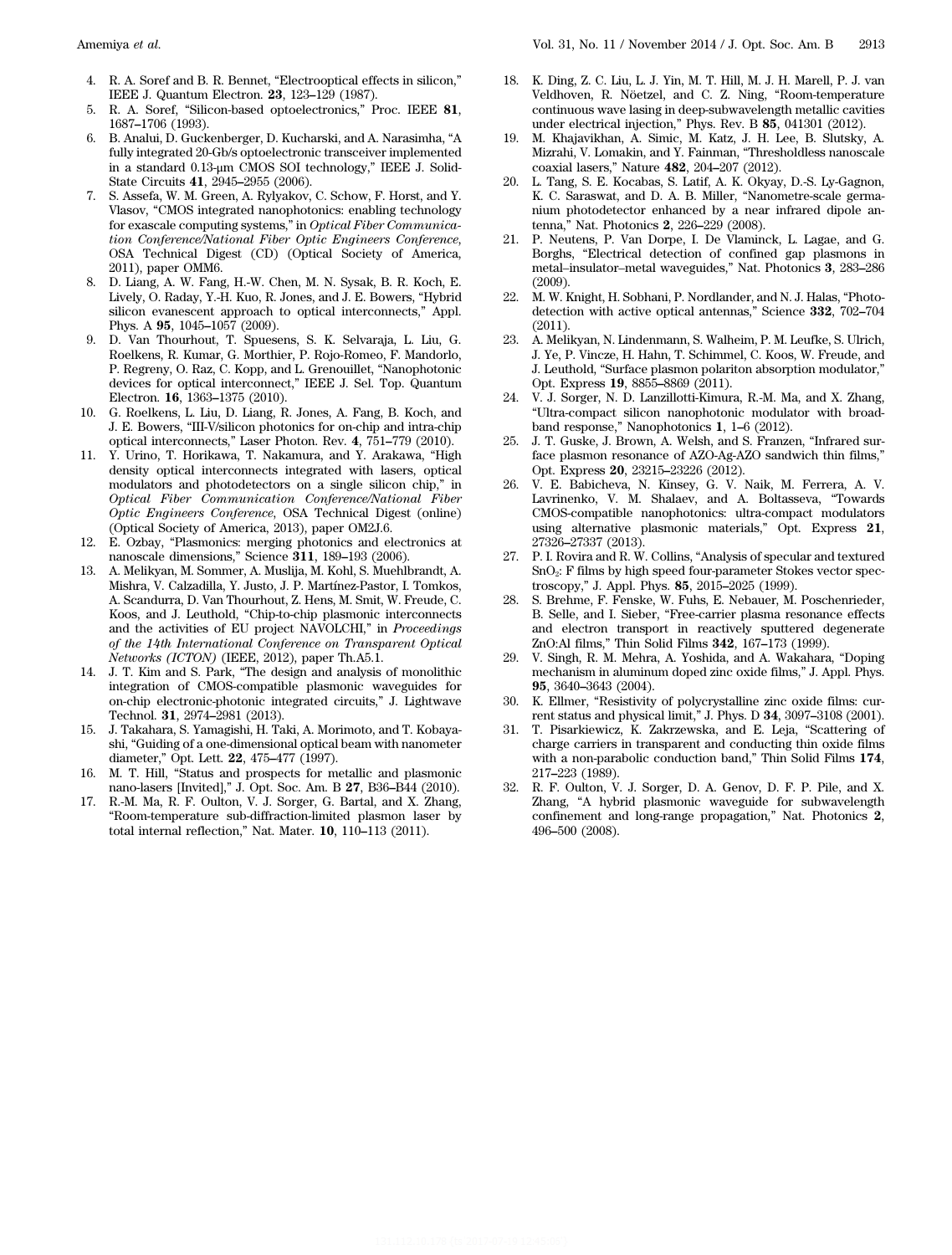4. R. A. Soref and B. R. Bennet, "Electrooptical effects in silicon," IEEE J. Quantum Electron. **23**, 123–129 (1987).
5. R. A. Soref, "Silicon-based optoelectronics," Proc. IEEE **81**, 1687–1706 (1993).
6. B. Analui, D. Guckenberger, D. Kucharski, and A. Narasimha, "A fully integrated 20-Gb/s optoelectronic transceiver implemented in a standard 0.13-μm CMOS SOI technology," IEEE J. Solid-State Circuits **41**, 2945–2955 (2006).
7. S. Assefa, W. M. Green, A. Rylyakov, C. Schow, F. Horst, and Y. Vlasov, "CMOS integrated nanophotonics: enabling technology for exascale computing systems," in *Optical Fiber Communication Conference/National Fiber Optic Engineers Conference*, OSA Technical Digest (CD) (Optical Society of America, 2011), paper OMM6.
8. D. Liang, A. W. Fang, H.-W. Chen, M. N. Sysak, B. R. Koch, E. Lively, O. Raday, Y.-H. Kuo, R. Jones, and J. E. Bowers, "Hybrid silicon evanescent approach to optical interconnects," Appl. Phys. A **95**, 1045–1057 (2009).
9. D. Van Thourhout, T. Spuesens, S. K. Selvaraja, L. Liu, G. Roelkens, R. Kumar, G. Morthier, P. Rojo-Romeo, F. Mandorlo, P. Regreny, O. Raz, C. Kopp, and L. Grenouillet, "Nanophotonic devices for optical interconnect," IEEE J. Sel. Top. Quantum Electron. **16**, 1363–1375 (2010).
10. G. Roelkens, L. Liu, D. Liang, R. Jones, A. Fang, B. Koch, and J. E. Bowers, "III-V/silicon photonics for on-chip and intra-chip optical interconnects," Laser Photon. Rev. **4**, 751–779 (2010).
11. Y. Urino, T. Horikawa, T. Nakamura, and Y. Arakawa, "High density optical interconnects integrated with lasers, optical modulators and photodetectors on a single silicon chip," in *Optical Fiber Communication Conference/National Fiber Optic Engineers Conference*, OSA Technical Digest (online) (Optical Society of America, 2013), paper OM2J.6.
12. E. Ozbay, "Plasmonics: merging photonics and electronics at nanoscale dimensions," Science **311**, 189–193 (2006).
13. A. Melikyan, M. Sommer, A. Muslija, M. Kohl, S. Muehlbrandt, A. Mishra, V. Calzadilla, Y. Justo, J. P. Martínez-Pastor, I. Tomkos, A. Scandurra, D. Van Thourhout, Z. Hens, M. Smit, W. Freude, C. Koos, and J. Leuthold, "Chip-to-chip plasmonic interconnects and the activities of EU project NAVOLCHI," in *Proceedings of the 14th International Conference on Transparent Optical Networks (ICTON)* (IEEE, 2012), paper Th.A5.1.
14. J. T. Kim and S. Park, "The design and analysis of monolithic integration of CMOS-compatible plasmonic waveguides for on-chip electronic-photonic integrated circuits," J. Lightwave Technol. **31**, 2974–2981 (2013).
15. J. Takahara, S. Yamagishi, H. Taki, A. Morimoto, and T. Kobayashi, "Guiding of a one-dimensional optical beam with nanometer diameter," Opt. Lett. **22**, 475–477 (1997).
16. M. T. Hill, "Status and prospects for metallic and plasmonic nano-lasers [Invited]," J. Opt. Soc. Am. B **27**, B36–B44 (2010).
17. R.-M. Ma, R. F. Oulton, V. J. Sorger, G. Bartal, and X. Zhang, "Room-temperature sub-diffraction-limited plasmon laser by total internal reflection," Nat. Mater. **10**, 110–113 (2011).
18. K. Ding, Z. C. Liu, L. J. Yin, M. T. Hill, M. J. H. Marell, P. J. van Veldhoven, R. Nöetzel, and C. Z. Ning, "Room-temperature continuous wave lasing in deep-subwavelength metallic cavities under electrical injection," Phys. Rev. B **85**, 041301 (2012).
19. M. Khajavikhan, A. Simic, M. Katz, J. H. Lee, B. Slutsky, A. Mizrahi, V. Lomakin, and Y. Fainman, "Thresholdless nanoscale coaxial lasers," Nature **482**, 204–207 (2012).
20. L. Tang, S. E. Kocabas, S. Latif, A. K. Okyay, D.-S. Ly-Gagnon, K. C. Saraswat, and D. A. B. Miller, "Nanometre-scale germanium photodetector enhanced by a near infrared dipole antenna," Nat. Photonics **2**, 226–229 (2008).
21. P. Neutens, P. Van Dorpe, I. De Vlaminck, L. Lagae, and G. Borghs, "Electrical detection of confined gap plasmons in metal–insulator–metal waveguides," Nat. Photonics **3**, 283–286 (2009).
22. M. W. Knight, H. Sobhani, P. Nordlander, and N. J. Halas, "Photodetection with active optical antennas," Science **332**, 702–704 (2011).
23. A. Melikyan, N. Lindenmann, S. Walheim, P. M. Leufke, S. Ulrich, J. Ye, P. Vincze, H. Hahn, T. Schimmel, C. Koos, W. Freude, and J. Leuthold, "Surface plasmon polariton absorption modulator," Opt. Express **19**, 8855–8869 (2011).
24. V. J. Sorger, N. D. Lanzillotti-Kimura, R.-M. Ma, and X. Zhang, "Ultra-compact silicon nanophotonic modulator with broadband response," Nanophotonics **1**, 1–6 (2012).
25. J. T. Guske, J. Brown, A. Welsh, and S. Franzen, "Infrared surface plasmon resonance of AZO-Ag-AZO sandwich thin films," Opt. Express **20**, 23215–23226 (2012).
26. V. E. Babicheva, N. Kinsey, G. V. Naik, M. Ferrera, A. V. Lavrinenko, V. M. Shalaev, and A. Boltasseva, "Towards CMOS-compatible nanophotonics: ultra-compact modulators using alternative plasmonic materials," Opt. Express **21**, 27326–27337 (2013).
27. P. I. Rovira and R. W. Collins, "Analysis of specular and textured $SnO_2$: F films by high speed four-parameter Stokes vector spectroscopy," J. Appl. Phys. **85**, 2015–2025 (1999).
28. S. Brehme, F. Fenske, W. Fuhs, E. Nebauer, M. Poschenrieder, B. Selle, and I. Sieber, "Free-carrier plasma resonance effects and electron transport in reactively sputtered degenerate ZnO:Al films," Thin Solid Films **342**, 167–173 (1999).
29. V. Singh, R. M. Mehra, A. Yoshida, and A. Wakahara, "Doping mechanism in aluminum doped zinc oxide films," J. Appl. Phys. **95**, 3640–3643 (2004).
30. K. Ellmer, "Resistivity of polycrystalline zinc oxide films: current status and physical limit," J. Phys. D **34**, 3097–3108 (2001).
31. T. Pisarkiewicz, K. Zakrzewska, and E. Leja, "Scattering of charge carriers in transparent and conducting thin oxide films with a non-parabolic conduction band," Thin Solid Films **174**, 217–223 (1989).
32. R. F. Oulton, V. J. Sorger, D. A. Genov, D. F. P. Pile, and X. Zhang, "A hybrid plasmonic waveguide for subwavelength confinement and long-range propagation," Nat. Photonics **2**, 496–500 (2008).